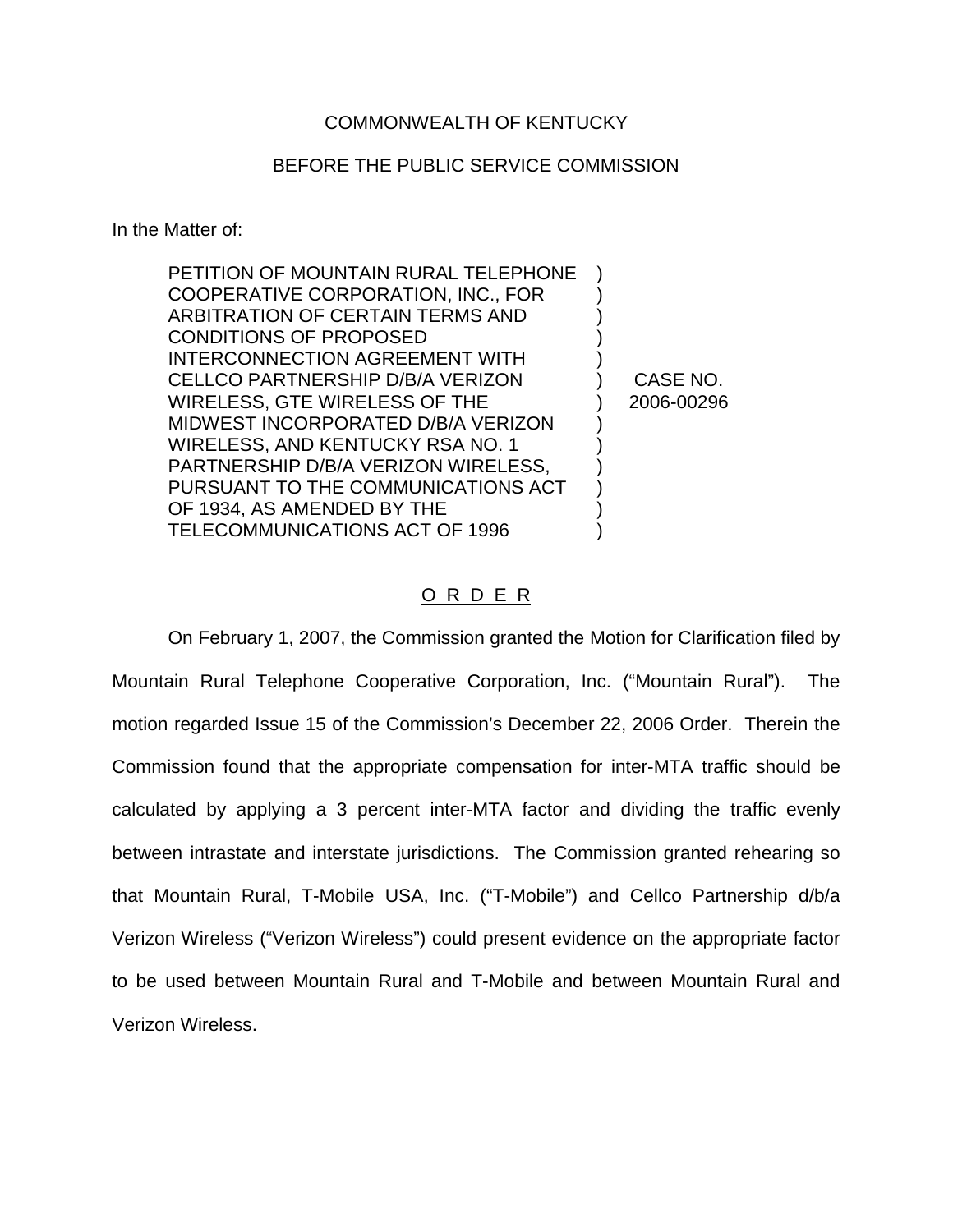COMMONWEALTH OF KENTUCKY

BEFORE THE PUBLIC SERVICE COMMISSION

In the Matter of:

| | | |
|---|---|---|
| PETITION OF MOUNTAIN RURAL TELEPHONE COOPERATIVE CORPORATION, INC., FOR ARBITRATION OF CERTAIN TERMS AND CONDITIONS OF PROPOSED INTERCONNECTION AGREEMENT WITH CELLCO PARTNERSHIP D/B/A VERIZON WIRELESS, GTE WIRELESS OF THE MIDWEST INCORPORATED D/B/A VERIZON WIRELESS, AND KENTUCKY RSA NO. 1 PARTNERSHIP D/B/A VERIZON WIRELESS, PURSUANT TO THE COMMUNICATIONS ACT OF 1934, AS AMENDED BY THE TELECOMMUNICATIONS ACT OF 1996 | ) | CASE NO. 2006-00296 |

O R D E R

On February 1, 2007, the Commission granted the Motion for Clarification filed by Mountain Rural Telephone Cooperative Corporation, Inc. ("Mountain Rural"). The motion regarded Issue 15 of the Commission's December 22, 2006 Order. Therein the Commission found that the appropriate compensation for inter-MTA traffic should be calculated by applying a 3 percent inter-MTA factor and dividing the traffic evenly between intrastate and interstate jurisdictions. The Commission granted rehearing so that Mountain Rural, T-Mobile USA, Inc. ("T-Mobile") and Cellco Partnership d/b/a Verizon Wireless ("Verizon Wireless") could present evidence on the appropriate factor to be used between Mountain Rural and T-Mobile and between Mountain Rural and Verizon Wireless.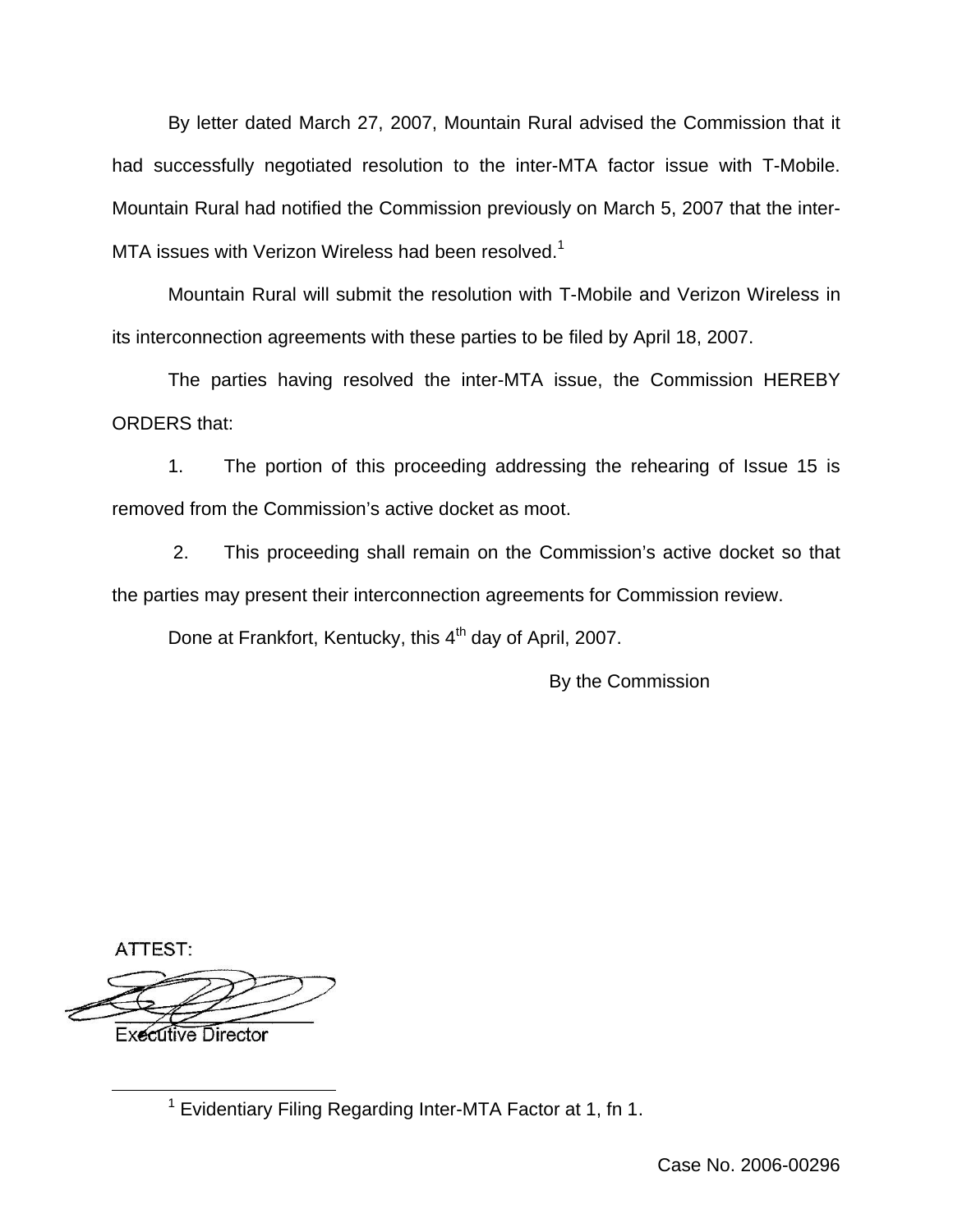By letter dated March 27, 2007, Mountain Rural advised the Commission that it had successfully negotiated resolution to the inter-MTA factor issue with T-Mobile. Mountain Rural had notified the Commission previously on March 5, 2007 that the inter-MTA issues with Verizon Wireless had been resolved.[1]

Mountain Rural will submit the resolution with T-Mobile and Verizon Wireless in its interconnection agreements with these parties to be filed by April 18, 2007.

The parties having resolved the inter-MTA issue, the Commission HEREBY ORDERS that:

1. The portion of this proceeding addressing the rehearing of Issue 15 is removed from the Commission's active docket as moot.

2. This proceeding shall remain on the Commission's active docket so that the parties may present their interconnection agreements for Commission review.

Done at Frankfort, Kentucky, this 4th day of April, 2007.

By the Commission

ATTEST:

Executive Director

[1] Evidentiary Filing Regarding Inter-MTA Factor at 1, fn 1.

Case No. 2006-00296